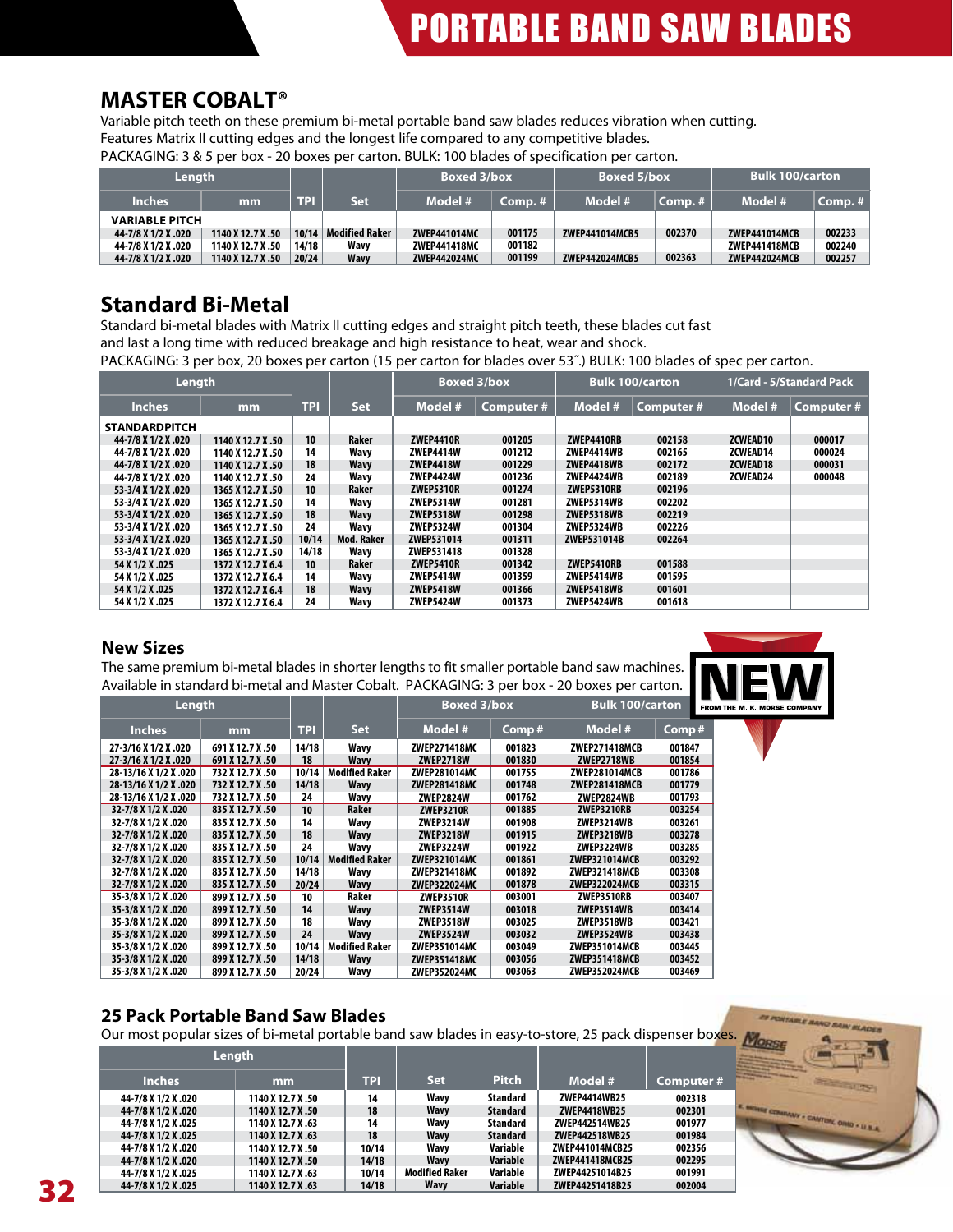# PORTABLE BAND SAW BLADES

## MASTER COBALT®

Variable pitch teeth on these premium bi-metal portable band saw blades reduces vibration when cutting. Features Matrix II cutting edges and the longest life compared to any competitive blades.
PACKAGING: 3 & 5 per box - 20 boxes per carton. BULK: 100 blades of specification per carton.

| Length | | | | Boxed 3/box | | Boxed 5/box | | Bulk 100/carton | |
|---|---|---|---|---|---|---|---|---|---|
| Inches | mm | TPI | Set | Model # | Comp. # | Model # | Comp. # | Model # | Comp. # |
| VARIABLE PITCH | | | | | | | | | |
| 44-7/8 X 1/2 X .020 | 1140 X 12.7 X .50 | 10/14 | Modified Raker | ZWEP441014MC | 001175 | ZWEP441014MCB5 | 002370 | ZWEP441014MCB | 002233 |
| 44-7/8 X 1/2 X .020 | 1140 X 12.7 X .50 | 14/18 | Wavy | ZWEP441418MC | 001182 | | | ZWEP441418MCB | 002240 |
| 44-7/8 X 1/2 X .020 | 1140 X 12.7 X .50 | 20/24 | Wavy | ZWEP442024MC | 001199 | ZWEP442024MCB5 | 002363 | ZWEP442024MCB | 002257 |

## Standard Bi-Metal

Standard bi-metal blades with Matrix II cutting edges and straight pitch teeth, these blades cut fast and last a long time with reduced breakage and high resistance to heat, wear and shock.
PACKAGING: 3 per box, 20 boxes per carton (15 per carton for blades over 53˝.) BULK: 100 blades of spec per carton.

| Length | | | | Boxed 3/box | | Bulk 100/carton | | 1/Card - 5/Standard Pack | |
|---|---|---|---|---|---|---|---|---|---|
| Inches | mm | TPI | Set | Model # | Computer # | Model # | Computer # | Model # | Computer # |
| STANDARDPITCH | | | | | | | | | |
| 44-7/8 X 1/2 X .020 | 1140 X 12.7 X .50 | 10 | Raker | ZWEP4410R | 001205 | ZWEP4410RB | 002158 | ZCWEAD10 | 000017 |
| 44-7/8 X 1/2 X .020 | 1140 X 12.7 X .50 | 14 | Wavy | ZWEP4414W | 001212 | ZWEP4414WB | 002165 | ZCWEAD14 | 000024 |
| 44-7/8 X 1/2 X .020 | 1140 X 12.7 X .50 | 18 | Wavy | ZWEP4418W | 001229 | ZWEP4418WB | 002172 | ZCWEAD18 | 000031 |
| 44-7/8 X 1/2 X .020 | 1140 X 12.7 X .50 | 24 | Wavy | ZWEP4424W | 001236 | ZWEP4424WB | 002189 | ZCWEAD24 | 000048 |
| 53-3/4 X 1/2 X .020 | 1365 X 12.7 X .50 | 10 | Raker | ZWEP5310R | 001274 | ZWEP5310RB | 002196 | | |
| 53-3/4 X 1/2 X .020 | 1365 X 12.7 X .50 | 14 | Wavy | ZWEP5314W | 001281 | ZWEP5314WB | 002202 | | |
| 53-3/4 X 1/2 X .020 | 1365 X 12.7 X .50 | 18 | Wavy | ZWEP5318W | 001298 | ZWEP5318WB | 002219 | | |
| 53-3/4 X 1/2 X .020 | 1365 X 12.7 X .50 | 24 | Wavy | ZWEP5324W | 001304 | ZWEP5324WB | 002226 | | |
| 53-3/4 X 1/2 X .020 | 1365 X 12.7 X .50 | 10/14 | Mod. Raker | ZWEP531014 | 001311 | ZWEP531014B | 002264 | | |
| 53-3/4 X 1/2 X .020 | 1365 X 12.7 X .50 | 14/18 | Wavy | ZWEP531418 | 001328 | | | | |
| 54 X 1/2 X .025 | 1372 X 12.7 X 6.4 | 10 | Raker | ZWEP5410R | 001342 | ZWEP5410RB | 001588 | | |
| 54 X 1/2 X .025 | 1372 X 12.7 X 6.4 | 14 | Wavy | ZWEP5414W | 001359 | ZWEP5414WB | 001595 | | |
| 54 X 1/2 X .025 | 1372 X 12.7 X 6.4 | 18 | Wavy | ZWEP5418W | 001366 | ZWEP5418WB | 001601 | | |
| 54 X 1/2 X .025 | 1372 X 12.7 X 6.4 | 24 | Wavy | ZWEP5424W | 001373 | ZWEP5424WB | 001618 | | |

## New Sizes

The same premium bi-metal blades in shorter lengths to fit smaller portable band saw machines. Available in standard bi-metal and Master Cobalt. PACKAGING: 3 per box - 20 boxes per carton.

NEW FROM THE M. K. MORSE COMPANY

| Length | | | | Boxed 3/box | | Bulk 100/carton | |
|---|---|---|---|---|---|---|---|
| Inches | mm | TPI | Set | Model # | Comp # | Model # | Comp # |
| 27-3/16 X 1/2 X .020 | 691 X 12.7 X .50 | 14/18 | Wavy | ZWEP271418MC | 001823 | ZWEP271418MCB | 001847 |
| 27-3/16 X 1/2 X .020 | 691 X 12.7 X .50 | 18 | Wavy | ZWEP2718W | 001830 | ZWEP2718WB | 001854 |
| 28-13/16 X 1/2 X .020 | 732 X 12.7 X .50 | 10/14 | Modified Raker | ZWEP281014MC | 001755 | ZWEP281014MCB | 001786 |
| 28-13/16 X 1/2 X .020 | 732 X 12.7 X .50 | 14/18 | Wavy | ZWEP281418MC | 001748 | ZWEP281418MCB | 001779 |
| 28-13/16 X 1/2 X .020 | 732 X 12.7 X .50 | 24 | Wavy | ZWEP2824W | 001762 | ZWEP2824WB | 001793 |
| 32-7/8 X 1/2 X .020 | 835 X 12.7 X .50 | 10 | Raker | ZWEP3210R | 001885 | ZWEP3210RB | 003254 |
| 32-7/8 X 1/2 X .020 | 835 X 12.7 X .50 | 14 | Wavy | ZWEP3214W | 001908 | ZWEP3214WB | 003261 |
| 32-7/8 X 1/2 X .020 | 835 X 12.7 X .50 | 18 | Wavy | ZWEP3218W | 001915 | ZWEP3218WB | 003278 |
| 32-7/8 X 1/2 X .020 | 835 X 12.7 X .50 | 24 | Wavy | ZWEP3224W | 001922 | ZWEP3224WB | 003285 |
| 32-7/8 X 1/2 X .020 | 835 X 12.7 X .50 | 10/14 | Modified Raker | ZWEP321014MC | 001861 | ZWEP321014MCB | 003292 |
| 32-7/8 X 1/2 X .020 | 835 X 12.7 X .50 | 14/18 | Wavy | ZWEP321418MC | 001892 | ZWEP321418MCB | 003308 |
| 32-7/8 X 1/2 X .020 | 835 X 12.7 X .50 | 20/24 | Wavy | ZWEP322024MC | 001878 | ZWEP322024MCB | 003315 |
| 35-3/8 X 1/2 X .020 | 899 X 12.7 X .50 | 10 | Raker | ZWEP3510R | 003001 | ZWEP3510RB | 003407 |
| 35-3/8 X 1/2 X .020 | 899 X 12.7 X .50 | 14 | Wavy | ZWEP3514W | 003018 | ZWEP3514WB | 003414 |
| 35-3/8 X 1/2 X .020 | 899 X 12.7 X .50 | 18 | Wavy | ZWEP3518W | 003025 | ZWEP3518WB | 003421 |
| 35-3/8 X 1/2 X .020 | 899 X 12.7 X .50 | 24 | Wavy | ZWEP3524W | 003032 | ZWEP3524WB | 003438 |
| 35-3/8 X 1/2 X .020 | 899 X 12.7 X .50 | 10/14 | Modified Raker | ZWEP351014MC | 003049 | ZWEP351014MCB | 003445 |
| 35-3/8 X 1/2 X .020 | 899 X 12.7 X .50 | 14/18 | Wavy | ZWEP351418MC | 003056 | ZWEP351418MCB | 003452 |
| 35-3/8 X 1/2 X .020 | 899 X 12.7 X .50 | 20/24 | Wavy | ZWEP352024MC | 003063 | ZWEP352024MCB | 003469 |

## 25 Pack Portable Band Saw Blades

Our most popular sizes of bi-metal portable band saw blades in easy-to-store, 25 pack dispenser boxes.

| Length | | | | | | |
|---|---|---|---|---|---|---|
| Inches | mm | TPI | Set | Pitch | Model # | Computer # |
| 44-7/8 X 1/2 X .020 | 1140 X 12.7 X .50 | 14 | Wavy | Standard | ZWEP4414WB25 | 002318 |
| 44-7/8 X 1/2 X .020 | 1140 X 12.7 X .50 | 18 | Wavy | Standard | ZWEP4418WB25 | 002301 |
| 44-7/8 X 1/2 X .025 | 1140 X 12.7 X .63 | 14 | Wavy | Standard | ZWEP442514WB25 | 001977 |
| 44-7/8 X 1/2 X .025 | 1140 X 12.7 X .63 | 18 | Wavy | Standard | ZWEP442518WB25 | 001984 |
| 44-7/8 X 1/2 X .020 | 1140 X 12.7 X .50 | 10/14 | Wavy | Variable | ZWEP441014MCB25 | 002356 |
| 44-7/8 X 1/2 X .020 | 1140 X 12.7 X .50 | 14/18 | Wavy | Variable | ZWEP441418MCB25 | 002295 |
| 44-7/8 X 1/2 X .025 | 1140 X 12.7 X .63 | 10/14 | Modified Raker | Variable | ZWEP44251014B25 | 001991 |
| 44-7/8 X 1/2 X .025 | 1140 X 12.7 X .63 | 14/18 | Wavy | Variable | ZWEP44251418B25 | 002004 |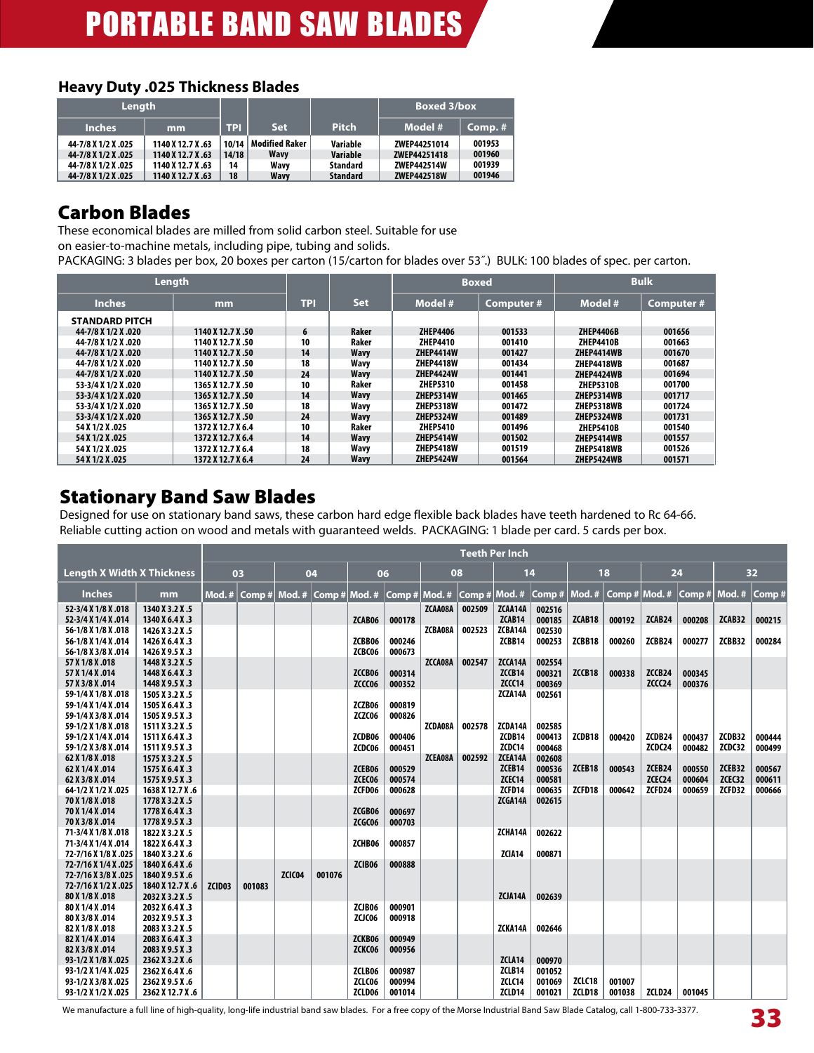# PORTABLE BAND SAW BLADES

### Heavy Duty .025 Thickness Blades

| Length | | TPI | Set | Pitch | Boxed 3/box | |
|---|---|---|---|---|---|---|
| Inches | mm | | | | Model # | Comp. # |
| 44-7/8 X 1/2 X .025 | 1140 X 12.7 X .63 | 10/14 | Modified Raker | Variable | ZWEP44251014 | 001953 |
| 44-7/8 X 1/2 X .025 | 1140 X 12.7 X .63 | 14/18 | Wavy | Variable | ZWEP44251418 | 001960 |
| 44-7/8 X 1/2 X .025 | 1140 X 12.7 X .63 | 14 | Wavy | Standard | ZWEP442514W | 001939 |
| 44-7/8 X 1/2 X .025 | 1140 X 12.7 X .63 | 18 | Wavy | Standard | ZWEP442518W | 001946 |

## Carbon Blades

These economical blades are milled from solid carbon steel. Suitable for use on easier-to-machine metals, including pipe, tubing and solids.
PACKAGING: 3 blades per box, 20 boxes per carton (15/carton for blades over 53˝.) BULK: 100 blades of spec. per carton.

| Length | | TPI | Set | Boxed | | Bulk | |
|---|---|---|---|---|---|---|---|
| Inches | mm | | | Model # | Computer # | Model # | Computer # |
| **STANDARD PITCH** | | | | | | | |
| 44-7/8 X 1/2 X .020 | 1140 X 12.7 X .50 | 6 | Raker | ZHEP4406 | 001533 | ZHEP4406B | 001656 |
| 44-7/8 X 1/2 X .020 | 1140 X 12.7 X .50 | 10 | Raker | ZHEP4410 | 001410 | ZHEP4410B | 001663 |
| 44-7/8 X 1/2 X .020 | 1140 X 12.7 X .50 | 14 | Wavy | ZHEP4414W | 001427 | ZHEP4414WB | 001670 |
| 44-7/8 X 1/2 X .020 | 1140 X 12.7 X .50 | 18 | Wavy | ZHEP4418W | 001434 | ZHEP4418WB | 001687 |
| 44-7/8 X 1/2 X .020 | 1140 X 12.7 X .50 | 24 | Wavy | ZHEP4424W | 001441 | ZHEP4424WB | 001694 |
| 53-3/4 X 1/2 X .020 | 1365 X 12.7 X .50 | 10 | Raker | ZHEP5310 | 001458 | ZHEP5310B | 001700 |
| 53-3/4 X 1/2 X .020 | 1365 X 12.7 X .50 | 14 | Wavy | ZHEP5314W | 001465 | ZHEP5314WB | 001717 |
| 53-3/4 X 1/2 X .020 | 1365 X 12.7 X .50 | 18 | Wavy | ZHEP5318W | 001472 | ZHEP5318WB | 001724 |
| 53-3/4 X 1/2 X .020 | 1365 X 12.7 X .50 | 24 | Wavy | ZHEP5324W | 001489 | ZHEP5324WB | 001731 |
| 54 X 1/2 X .025 | 1372 X 12.7 X 6.4 | 10 | Raker | ZHEP5410 | 001496 | ZHEP5410B | 001540 |
| 54 X 1/2 X .025 | 1372 X 12.7 X 6.4 | 14 | Wavy | ZHEP5414W | 001502 | ZHEP5414WB | 001557 |
| 54 X 1/2 X .025 | 1372 X 12.7 X 6.4 | 18 | Wavy | ZHEP5418W | 001519 | ZHEP5418WB | 001526 |
| 54 X 1/2 X .025 | 1372 X 12.7 X 6.4 | 24 | Wavy | ZHEP5424W | 001564 | ZHEP5424WB | 001571 |

## Stationary Band Saw Blades

Designed for use on stationary band saws, these carbon hard edge flexible back blades have teeth hardened to Rc 64-66. Reliable cutting action on wood and metals with guaranteed welds. PACKAGING: 1 blade per card. 5 cards per box.

| Length X Width X Thickness | | Teeth Per Inch | | | | | | | | | | | | | | | |
|---|---|---|---|---|---|---|---|---|---|---|---|---|---|---|---|---|---|
| | | 03 | | 04 | | 06 | | 08 | | 14 | | 18 | | 24 | | 32 | |
| Inches | mm | Mod. # | Comp # | Mod. # | Comp # | Mod. # | Comp # | Mod. # | Comp # | Mod. # | Comp # | Mod. # | Comp # | Mod. # | Comp # | Mod. # | Comp # |
| 52-3/4 X 1/8 X .018 | 1340 X 3.2 X .5 | | | | | | | ZCAA08A | 002509 | ZCAA14A | 002516 | | | | | | |
| 52-3/4 X 1/4 X .014 | 1340 X 6.4 X .3 | | | | | ZCAB06 | 000178 | | | ZCAB14 | 000185 | ZCAB18 | 000192 | ZCAB24 | 000208 | ZCAB32 | 000215 |
| 56-1/8 X 1/8 X .018 | 1426 X 3.2 X .5 | | | | | | | ZCBA08A | 002523 | ZCBA14A | 002530 | | | | | | |
| 56-1/8 X 1/4 X .014 | 1426 X 6.4 X .3 | | | | | ZCBB06 | 000246 | | | ZCBB14 | 000253 | ZCBB18 | 000260 | ZCBB24 | 000277 | ZCBB32 | 000284 |
| 56-1/8 X 3/8 X .014 | 1426 X 9.5 X .3 | | | | | ZCBC06 | 000673 | | | | | | | | | | |
| 57 X 1/8 X .018 | 1448 X 3.2 X .5 | | | | | | | ZCCA08A | 002547 | ZCCA14A | 002554 | | | | | | |
| 57 X 1/4 X .014 | 1448 X 6.4 X .3 | | | | | ZCCB06 | 000314 | | | ZCCB14 | 000321 | ZCCB18 | 000338 | ZCCB24 | 000345 | | |
| 57 X 3/8 X .014 | 1448 X 9.5 X .3 | | | | | ZCCC06 | 000352 | | | ZCCC14 | 000369 | | | ZCCC24 | 000376 | | |
| 59-1/4 X 1/8 X .018 | 1505 X 3.2 X .5 | | | | | | | | | ZCZA14A | 002561 | | | | | | |
| 59-1/4 X 1/4 X .014 | 1505 X 6.4 X .3 | | | | | ZCZB06 | 000819 | | | | | | | | | | |
| 59-1/4 X 3/8 X .014 | 1505 X 9.5 X .3 | | | | | ZCZC06 | 000826 | | | | | | | | | | |
| 59-1/2 X 1/8 X .018 | 1511 X 3.2 X .5 | | | | | | | ZCDA08A | 002578 | ZCDA14A | 002585 | | | | | | |
| 59-1/2 X 1/4 X .014 | 1511 X 6.4 X .3 | | | | | ZCDB06 | 000406 | | | ZCDB14 | 000413 | ZCDB18 | 000420 | ZCDB24 | 000437 | ZCDB32 | 000444 |
| 59-1/2 X 3/8 X .014 | 1511 X 9.5 X .3 | | | | | ZCDC06 | 000451 | | | ZCDC14 | 000468 | | | ZCDC24 | 000482 | ZCDC32 | 000499 |
| 62 X 1/8 X .018 | 1575 X 3.2 X .5 | | | | | | | ZCEA08A | 002592 | ZCEA14A | 002608 | | | | | | |
| 62 X 1/4 X .014 | 1575 X 6.4 X .3 | | | | | ZCEB06 | 000529 | | | ZCEB14 | 000536 | ZCEB18 | 000543 | ZCEB24 | 000550 | ZCEB32 | 000567 |
| 62 X 3/8 X .014 | 1575 X 9.5 X .3 | | | | | ZCEC06 | 000574 | | | ZCEC14 | 000581 | | | ZCEC24 | 000604 | ZCEC32 | 000611 |
| 64-1/2 X 1/2 X .025 | 1638 X 12.7 X .6 | | | | | ZCFD06 | 000628 | | | ZCFD14 | 000635 | ZCFD18 | 000642 | ZCFD24 | 000659 | ZCFD32 | 000666 |
| 70 X 1/8 X .018 | 1778 X 3.2 X .5 | | | | | | | | | ZCGA14A | 002615 | | | | | | |
| 70 X 1/4 X .014 | 1778 X 6.4 X .3 | | | | | ZCGB06 | 000697 | | | | | | | | | | |
| 70 X 3/8 X .014 | 1778 X 9.5 X .3 | | | | | ZCGC06 | 000703 | | | | | | | | | | |
| 71-3/4 X 1/8 X .018 | 1822 X 3.2 X .5 | | | | | | | | | ZCHA14A | 002622 | | | | | | |
| 71-3/4 X 1/4 X .014 | 1822 X 6.4 X .3 | | | | | ZCHB06 | 000857 | | | | | | | | | | |
| 72-7/16 X 1/8 X .025 | 1840 X 3.2 X .6 | | | | | | | | | ZCIA14 | 000871 | | | | | | |
| 72-7/16 X 1/4 X .025 | 1840 X 6.4 X .6 | | | | | ZCIB06 | 000888 | | | | | | | | | | |
| 72-7/16 X 3/8 X .025 | 1840 X 9.5 X .6 | | | ZCIC04 | 001076 | | | | | | | | | | | | |
| 72-7/16 X 1/2 X .025 | 1840 X 12.7 X .6 | ZCID03 | 001083 | | | | | | | | | | | | | | |
| 80 X 1/8 X .018 | 2032 X 3.2 X .5 | | | | | | | | | ZCJA14A | 002639 | | | | | | |
| 80 X 1/4 X .014 | 2032 X 6.4 X .3 | | | | | ZCJB06 | 000901 | | | | | | | | | | |
| 80 X 3/8 X .014 | 2032 X 9.5 X .3 | | | | | ZCJC06 | 000918 | | | | | | | | | | |
| 82 X 1/8 X .018 | 2083 X 3.2 X .5 | | | | | | | | | ZCKA14A | 002646 | | | | | | |
| 82 X 1/4 X .014 | 2083 X 6.4 X .3 | | | | | ZCKB06 | 000949 | | | | | | | | | | |
| 82 X 3/8 X .014 | 2083 X 9.5 X .3 | | | | | ZCKC06 | 000956 | | | | | | | | | | |
| 93-1/2 X 1/8 X .025 | 2362 X 3.2 X .6 | | | | | | | | | ZCLA14 | 000970 | | | | | | |
| 93-1/2 X 1/4 X .025 | 2362 X 6.4 X .6 | | | | | ZCLB06 | 000987 | | | ZCLB14 | 001052 | | | | | | |
| 93-1/2 X 3/8 X .025 | 2362 X 9.5 X .6 | | | | | ZCLC06 | 000994 | | | ZCLC14 | 001069 | ZCLC18 | 001007 | | | | |
| 93-1/2 X 1/2 X .025 | 2362 X 12.7 X .6 | | | | | ZCLD06 | 001014 | | | ZCLD14 | 001021 | ZCLD18 | 001038 | ZCLD24 | 001045 | | |

We manufacture a full line of high-quality, long-life industrial band saw blades. For a free copy of the Morse Industrial Band Saw Blade Catalog, call 1-800-733-3377.